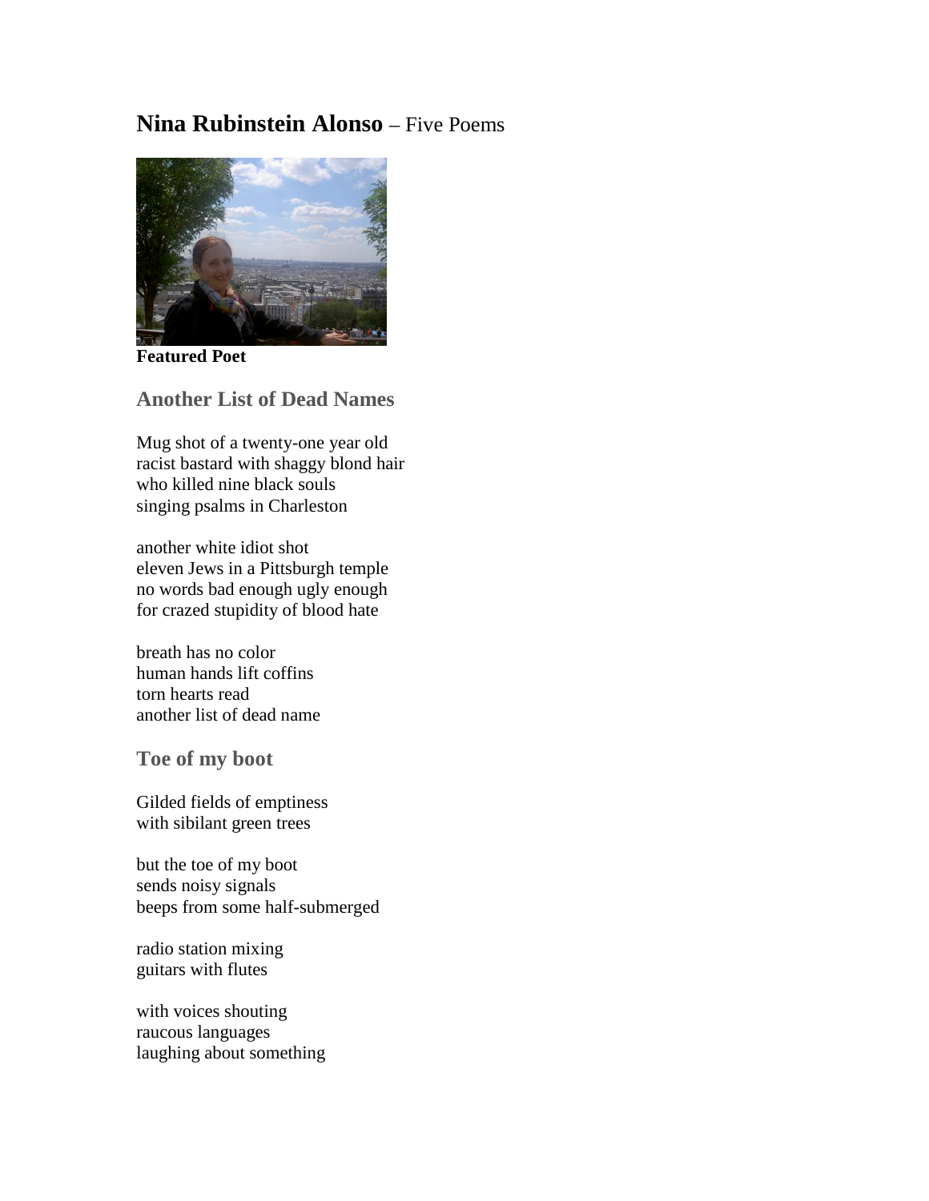# **Nina Rubinstein Alonso** – Five Poems

**Featured Poet**

## Another List of Dead Names

Mug shot of a twenty-one year old
racist bastard with shaggy blond hair
who killed nine black souls
singing psalms in Charleston

another white idiot shot
eleven Jews in a Pittsburgh temple
no words bad enough ugly enough
for crazed stupidity of blood hate

breath has no color
human hands lift coffins
torn hearts read
another list of dead name

## Toe of my boot

Gilded fields of emptiness
with sibilant green trees

but the toe of my boot
sends noisy signals
beeps from some half-submerged

radio station mixing
guitars with flutes

with voices shouting
raucous languages
laughing about something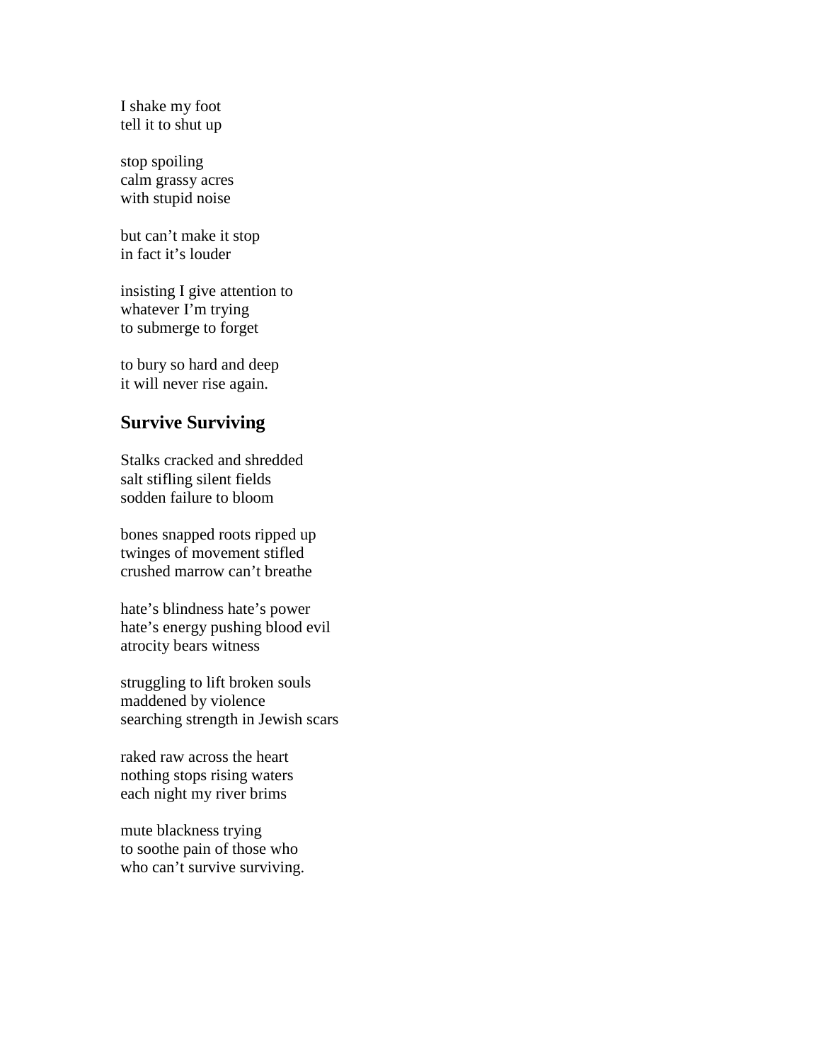I shake my foot
tell it to shut up

stop spoiling
calm grassy acres
with stupid noise

but can't make it stop
in fact it's louder

insisting I give attention to
whatever I'm trying
to submerge to forget

to bury so hard and deep
it will never rise again.

## Survive Surviving

Stalks cracked and shredded
salt stifling silent fields
sodden failure to bloom

bones snapped roots ripped up
twinges of movement stifled
crushed marrow can't breathe

hate's blindness hate's power
hate's energy pushing blood evil
atrocity bears witness

struggling to lift broken souls
maddened by violence
searching strength in Jewish scars

raked raw across the heart
nothing stops rising waters
each night my river brims

mute blackness trying
to soothe pain of those who
who can't survive surviving.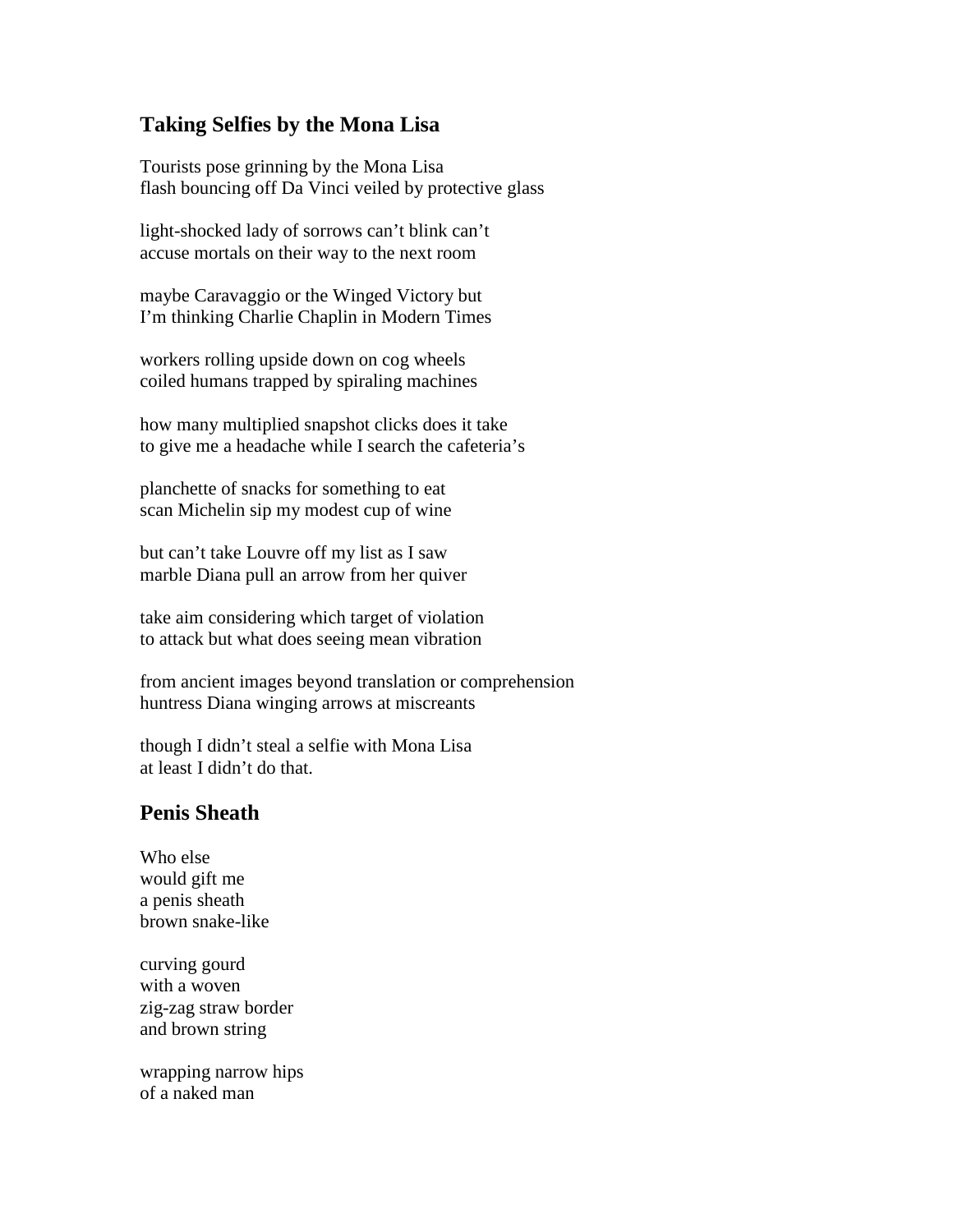## Taking Selfies by the Mona Lisa

Tourists pose grinning by the Mona Lisa  
flash bouncing off Da Vinci veiled by protective glass

light-shocked lady of sorrows can't blink can't  
accuse mortals on their way to the next room

maybe Caravaggio or the Winged Victory but  
I'm thinking Charlie Chaplin in Modern Times

workers rolling upside down on cog wheels  
coiled humans trapped by spiraling machines

how many multiplied snapshot clicks does it take  
to give me a headache while I search the cafeteria's

planchette of snacks for something to eat  
scan Michelin sip my modest cup of wine

but can't take Louvre off my list as I saw  
marble Diana pull an arrow from her quiver

take aim considering which target of violation  
to attack but what does seeing mean vibration

from ancient images beyond translation or comprehension  
huntress Diana winging arrows at miscreants

though I didn't steal a selfie with Mona Lisa  
at least I didn't do that.

## Penis Sheath

Who else  
would gift me  
a penis sheath  
brown snake-like

curving gourd  
with a woven  
zig-zag straw border  
and brown string

wrapping narrow hips  
of a naked man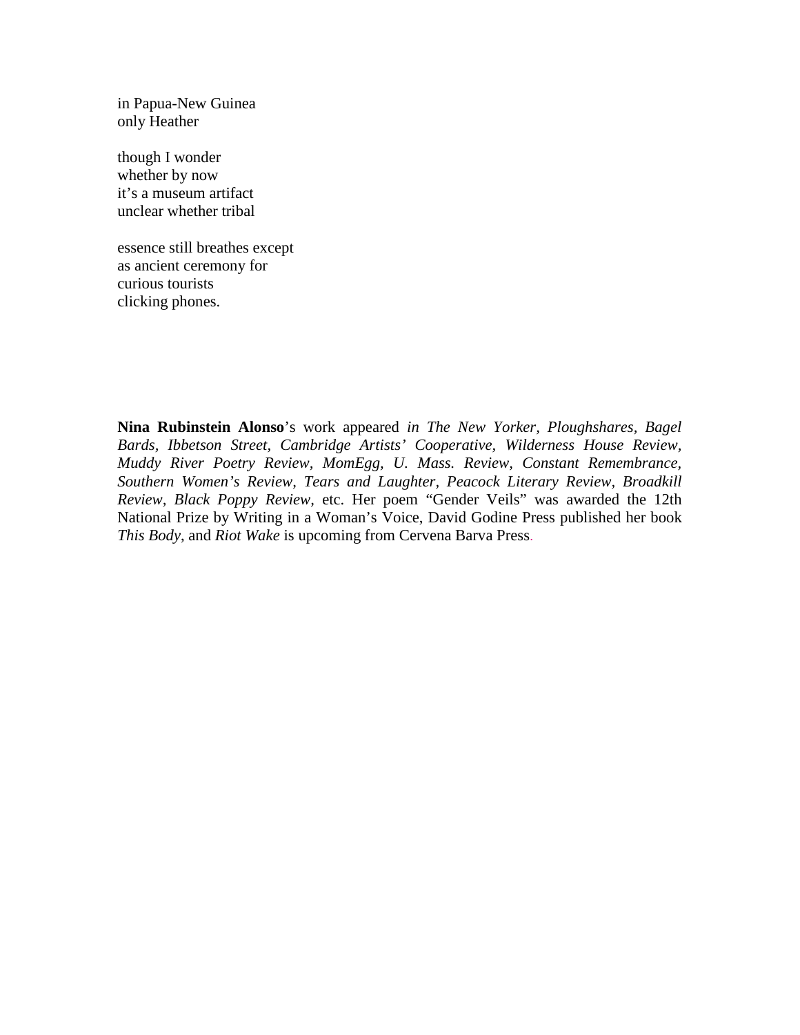in Papua-New Guinea
only Heather

though I wonder
whether by now
it's a museum artifact
unclear whether tribal

essence still breathes except
as ancient ceremony for
curious tourists
clicking phones.

**Nina Rubinstein Alonso**'s work appeared *in The New Yorker, Ploughshares, Bagel Bards, Ibbetson Street, Cambridge Artists' Cooperative, Wilderness House Review, Muddy River Poetry Review, MomEgg, U. Mass. Review, Constant Remembrance, Southern Women's Review, Tears and Laughter, Peacock Literary Review, Broadkill Review, Black Poppy Review,* etc. Her poem "Gender Veils" was awarded the 12th National Prize by Writing in a Woman's Voice, David Godine Press published her book *This Body*, and *Riot Wake* is upcoming from Cervena Barva Press.